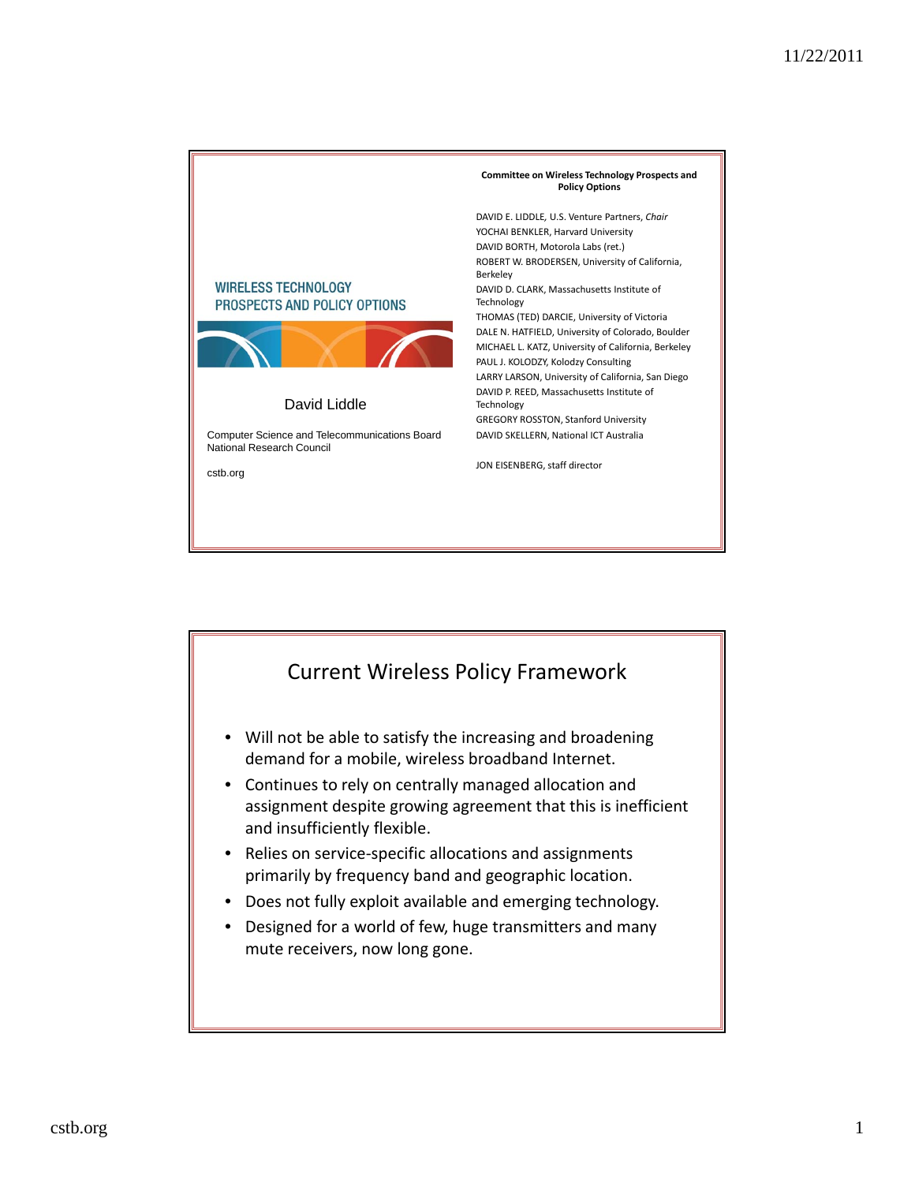# WIRELESS TECHNOLOGY PROSPECTS AND POLICY OPTIONS

David Liddle

Computer Science and Telecommunications Board
National Research Council

cstb.org

**Committee on Wireless Technology Prospects and Policy Options**

DAVID E. LIDDLE, U.S. Venture Partners, *Chair*
YOCHAI BENKLER, Harvard University
DAVID BORTH, Motorola Labs (ret.)
ROBERT W. BRODERSEN, University of California, Berkeley
DAVID D. CLARK, Massachusetts Institute of Technology
THOMAS (TED) DARCIE, University of Victoria
DALE N. HATFIELD, University of Colorado, Boulder
MICHAEL L. KATZ, University of California, Berkeley
PAUL J. KOLODZY, Kolodzy Consulting
LARRY LARSON, University of California, San Diego
DAVID P. REED, Massachusetts Institute of Technology
GREGORY ROSSTON, Stanford University
DAVID SKELLERN, National ICT Australia

JON EISENBERG, staff director

## Current Wireless Policy Framework

- Will not be able to satisfy the increasing and broadening demand for a mobile, wireless broadband Internet.
- Continues to rely on centrally managed allocation and assignment despite growing agreement that this is inefficient and insufficiently flexible.
- Relies on service-specific allocations and assignments primarily by frequency band and geographic location.
- Does not fully exploit available and emerging technology.
- Designed for a world of few, huge transmitters and many mute receivers, now long gone.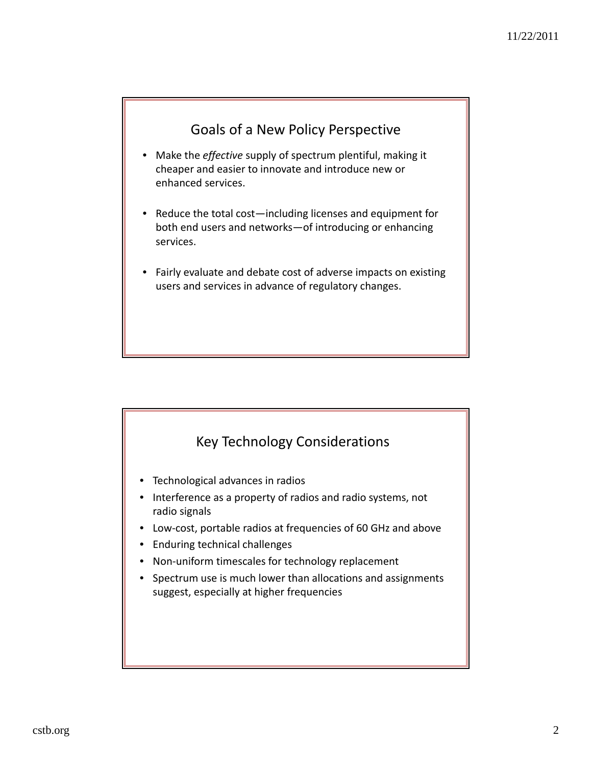## Goals of a New Policy Perspective

- Make the *effective* supply of spectrum plentiful, making it cheaper and easier to innovate and introduce new or enhanced services.
- Reduce the total cost—including licenses and equipment for both end users and networks—of introducing or enhancing services.
- Fairly evaluate and debate cost of adverse impacts on existing users and services in advance of regulatory changes.

## Key Technology Considerations

- Technological advances in radios
- Interference as a property of radios and radio systems, not radio signals
- Low-cost, portable radios at frequencies of 60 GHz and above
- Enduring technical challenges
- Non-uniform timescales for technology replacement
- Spectrum use is much lower than allocations and assignments suggest, especially at higher frequencies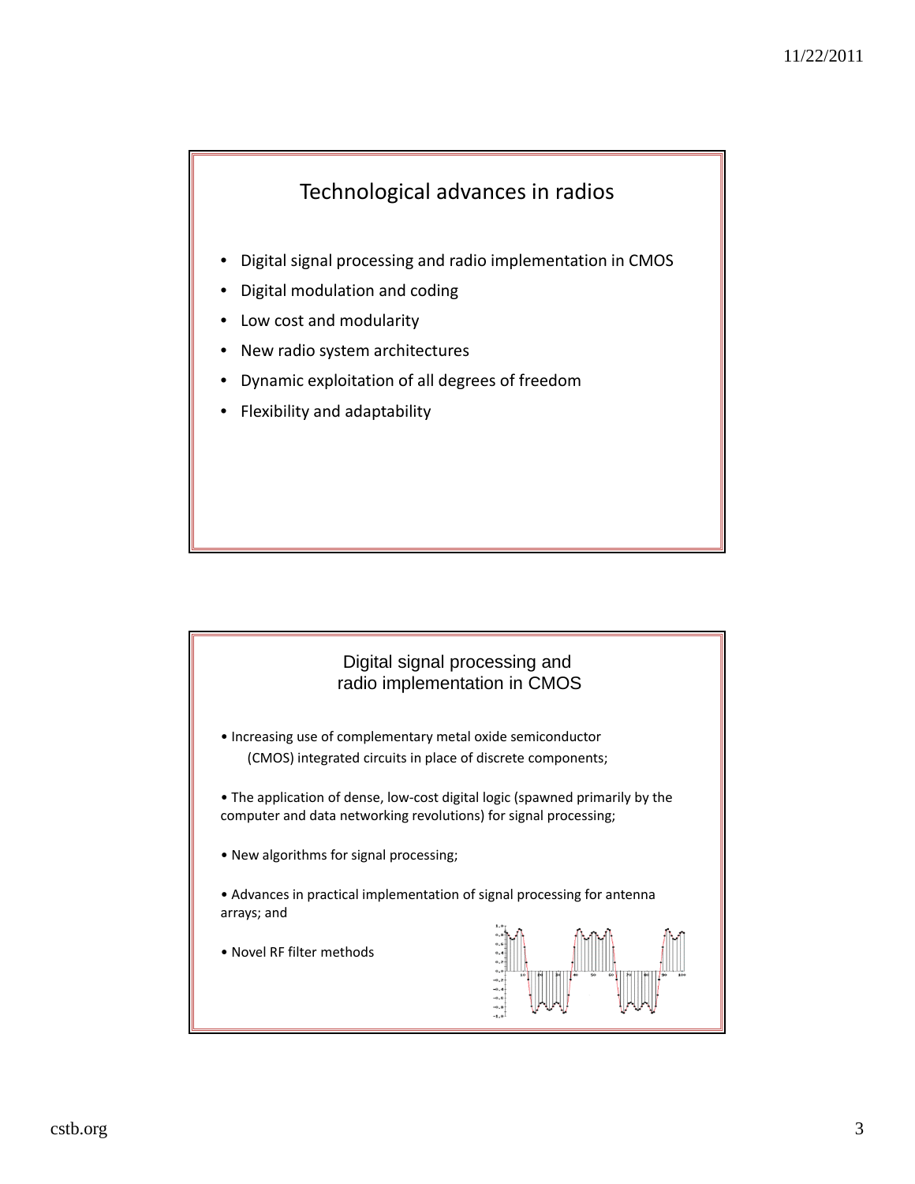## Technological advances in radios

- Digital signal processing and radio implementation in CMOS
- Digital modulation and coding
- Low cost and modularity
- New radio system architectures
- Dynamic exploitation of all degrees of freedom
- Flexibility and adaptability

## Digital signal processing and radio implementation in CMOS

- Increasing use of complementary metal oxide semiconductor (CMOS) integrated circuits in place of discrete components;
- The application of dense, low-cost digital logic (spawned primarily by the computer and data networking revolutions) for signal processing;
- New algorithms for signal processing;
- Advances in practical implementation of signal processing for antenna arrays; and
- Novel RF filter methods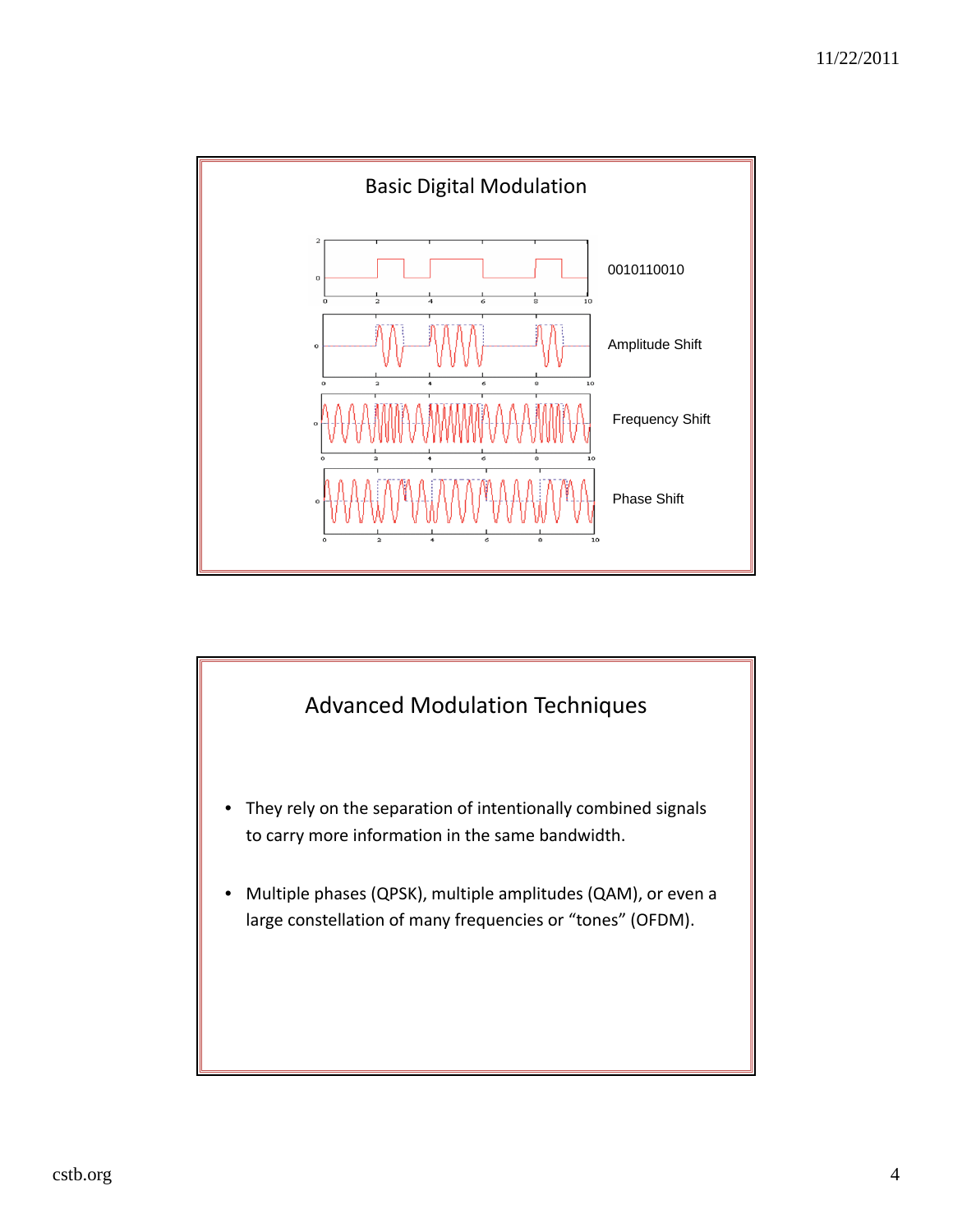## Basic Digital Modulation

0010110010

Amplitude Shift

Frequency Shift

Phase Shift

## Advanced Modulation Techniques

- They rely on the separation of intentionally combined signals to carry more information in the same bandwidth.
- Multiple phases (QPSK), multiple amplitudes (QAM), or even a large constellation of many frequencies or "tones" (OFDM).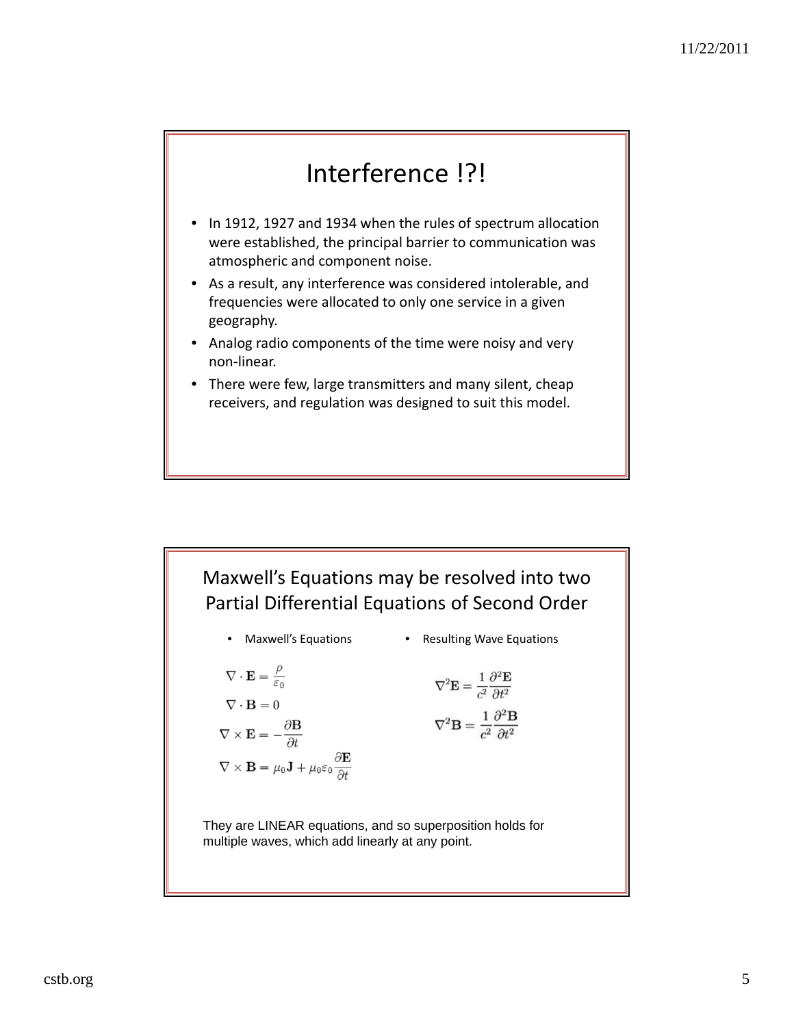## Interference !?!

- In 1912, 1927 and 1934 when the rules of spectrum allocation were established, the principal barrier to communication was atmospheric and component noise.
- As a result, any interference was considered intolerable, and frequencies were allocated to only one service in a given geography.
- Analog radio components of the time were noisy and very non-linear.
- There were few, large transmitters and many silent, cheap receivers, and regulation was designed to suit this model.

## Maxwell's Equations may be resolved into two Partial Differential Equations of Second Order

- Maxwell's Equations

$$\nabla \cdot \mathbf{E} = \frac{\rho}{\varepsilon_0}$$

$$\nabla \cdot \mathbf{B} = 0$$

$$\nabla \times \mathbf{E} = -\frac{\partial \mathbf{B}}{\partial t}$$

$$\nabla \times \mathbf{B} = \mu_0 \mathbf{J} + \mu_0 \varepsilon_0 \frac{\partial \mathbf{E}}{\partial t}$$

- Resulting Wave Equations

$$\nabla^2 \mathbf{E} = \frac{1}{c^2} \frac{\partial^2 \mathbf{E}}{\partial t^2}$$

$$\nabla^2 \mathbf{B} = \frac{1}{c^2} \frac{\partial^2 \mathbf{B}}{\partial t^2}$$

They are LINEAR equations, and so superposition holds for multiple waves, which add linearly at any point.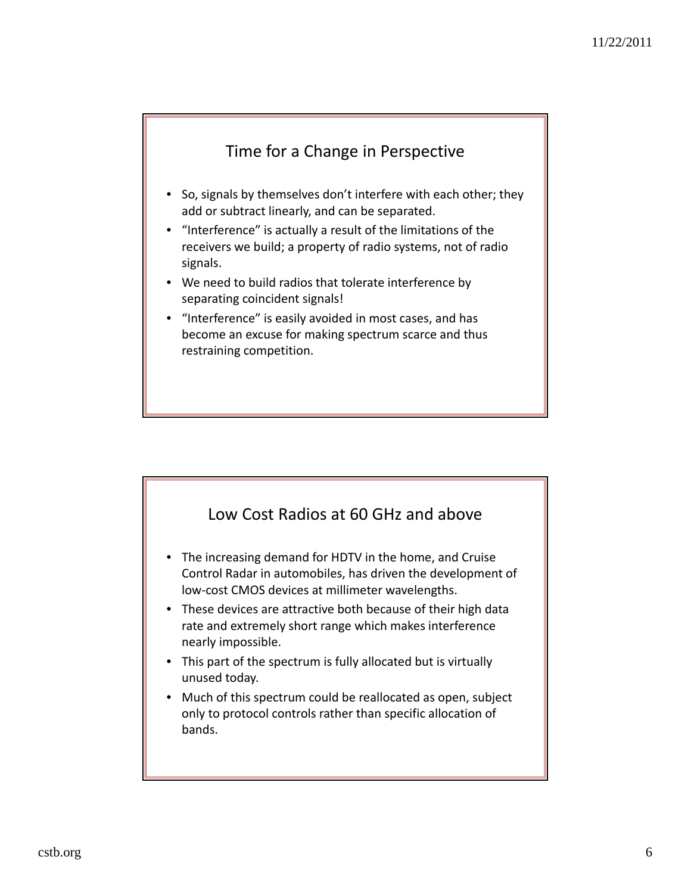## Time for a Change in Perspective

- So, signals by themselves don't interfere with each other; they add or subtract linearly, and can be separated.
- "Interference" is actually a result of the limitations of the receivers we build; a property of radio systems, not of radio signals.
- We need to build radios that tolerate interference by separating coincident signals!
- "Interference" is easily avoided in most cases, and has become an excuse for making spectrum scarce and thus restraining competition.

## Low Cost Radios at 60 GHz and above

- The increasing demand for HDTV in the home, and Cruise Control Radar in automobiles, has driven the development of low-cost CMOS devices at millimeter wavelengths.
- These devices are attractive both because of their high data rate and extremely short range which makes interference nearly impossible.
- This part of the spectrum is fully allocated but is virtually unused today.
- Much of this spectrum could be reallocated as open, subject only to protocol controls rather than specific allocation of bands.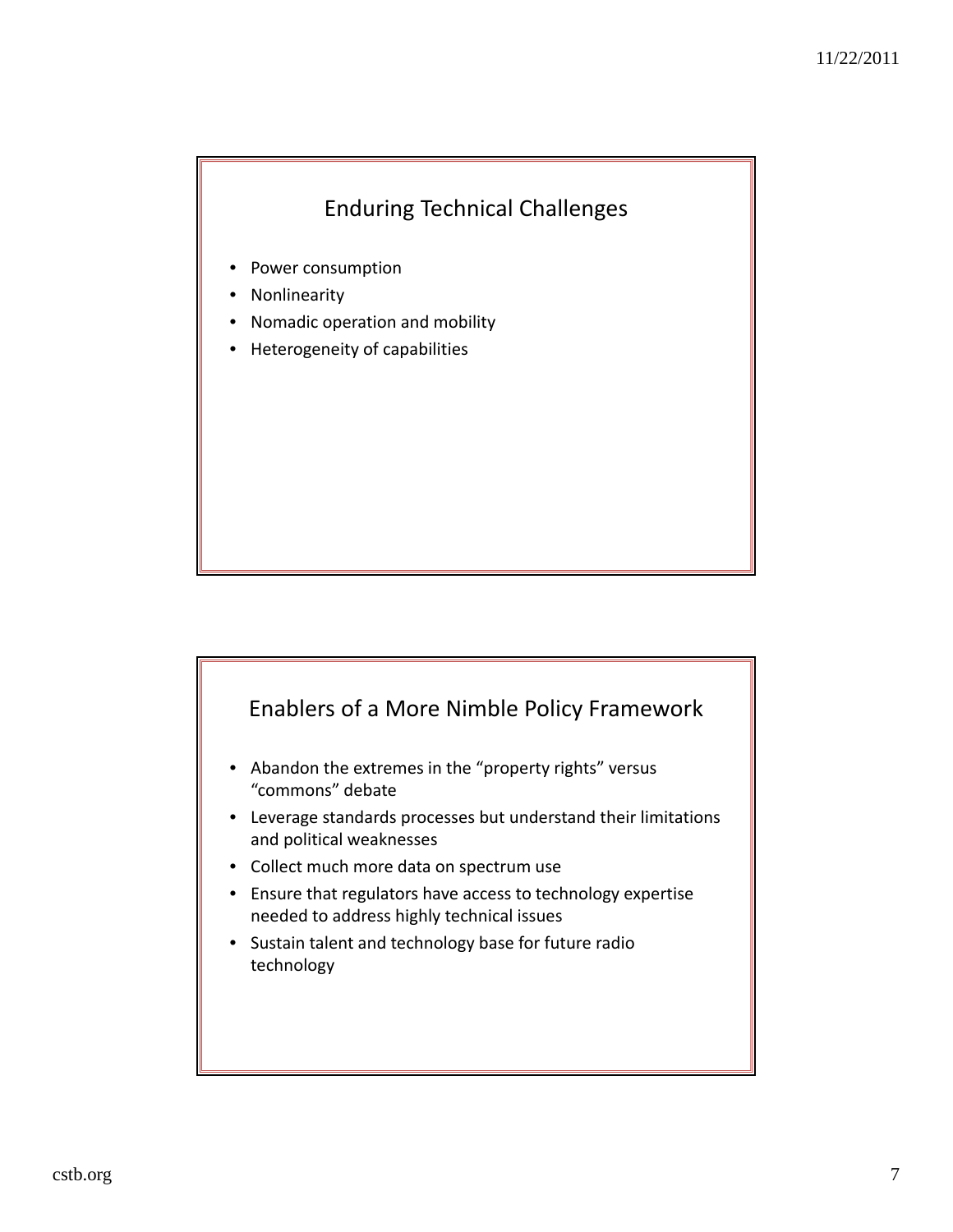## Enduring Technical Challenges

- Power consumption
- Nonlinearity
- Nomadic operation and mobility
- Heterogeneity of capabilities

## Enablers of a More Nimble Policy Framework

- Abandon the extremes in the “property rights” versus “commons” debate
- Leverage standards processes but understand their limitations and political weaknesses
- Collect much more data on spectrum use
- Ensure that regulators have access to technology expertise needed to address highly technical issues
- Sustain talent and technology base for future radio technology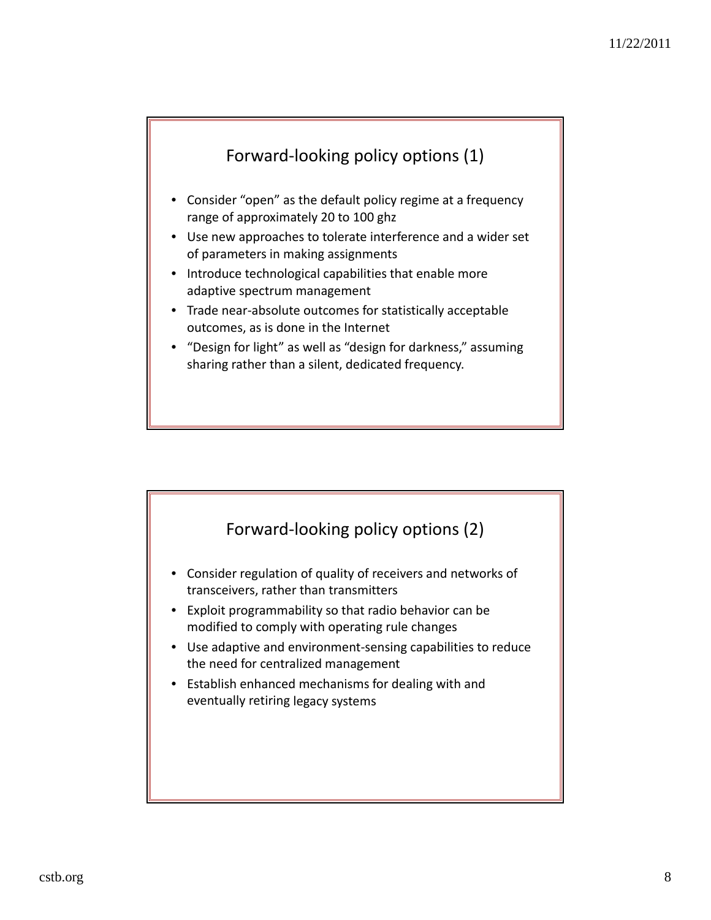## Forward-looking policy options (1)

- Consider “open” as the default policy regime at a frequency range of approximately 20 to 100 ghz
- Use new approaches to tolerate interference and a wider set of parameters in making assignments
- Introduce technological capabilities that enable more adaptive spectrum management
- Trade near-absolute outcomes for statistically acceptable outcomes, as is done in the Internet
- “Design for light” as well as “design for darkness,” assuming sharing rather than a silent, dedicated frequency.

## Forward-looking policy options (2)

- Consider regulation of quality of receivers and networks of transceivers, rather than transmitters
- Exploit programmability so that radio behavior can be modified to comply with operating rule changes
- Use adaptive and environment-sensing capabilities to reduce the need for centralized management
- Establish enhanced mechanisms for dealing with and eventually retiring legacy systems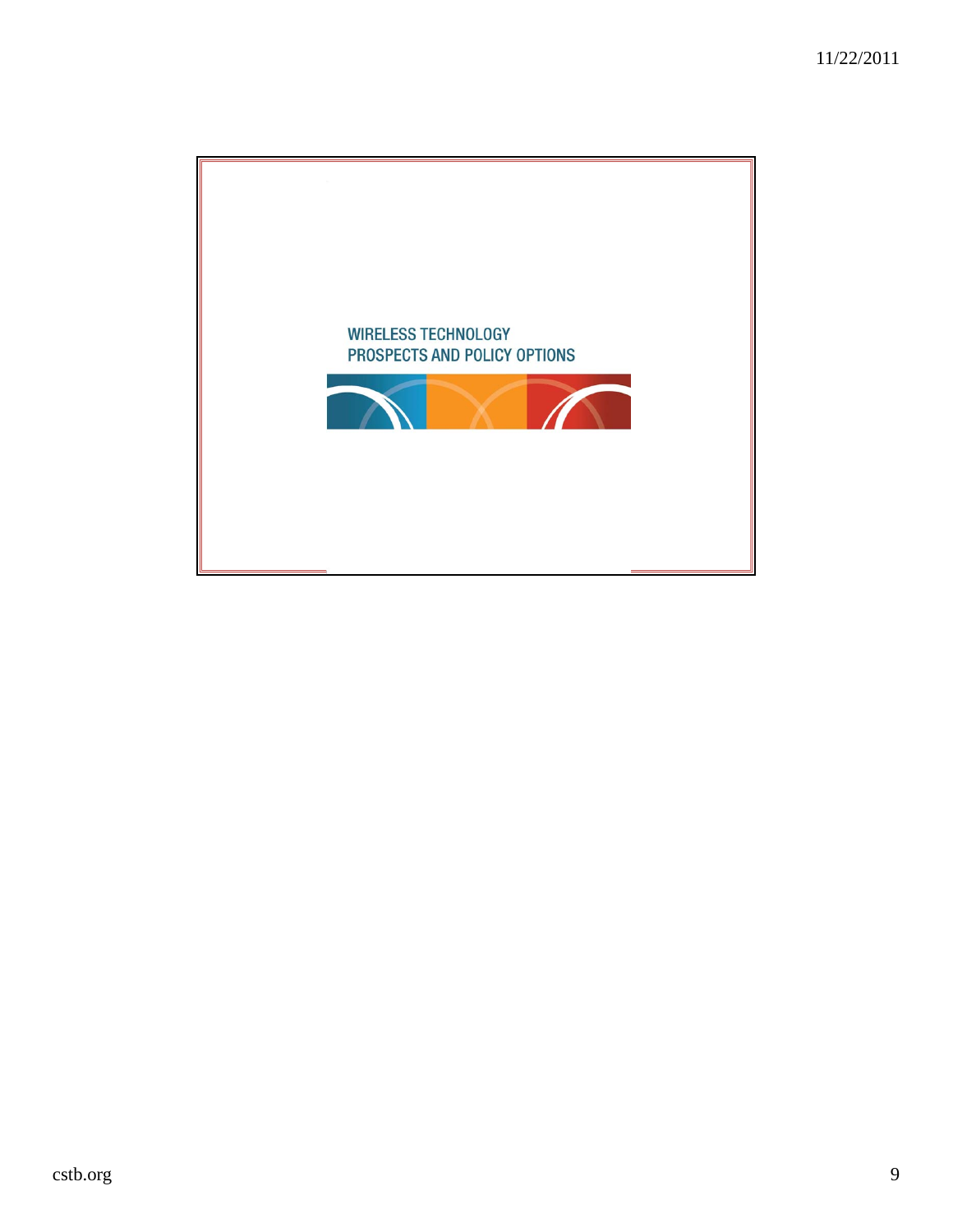WIRELESS TECHNOLOGY
PROSPECTS AND POLICY OPTIONS